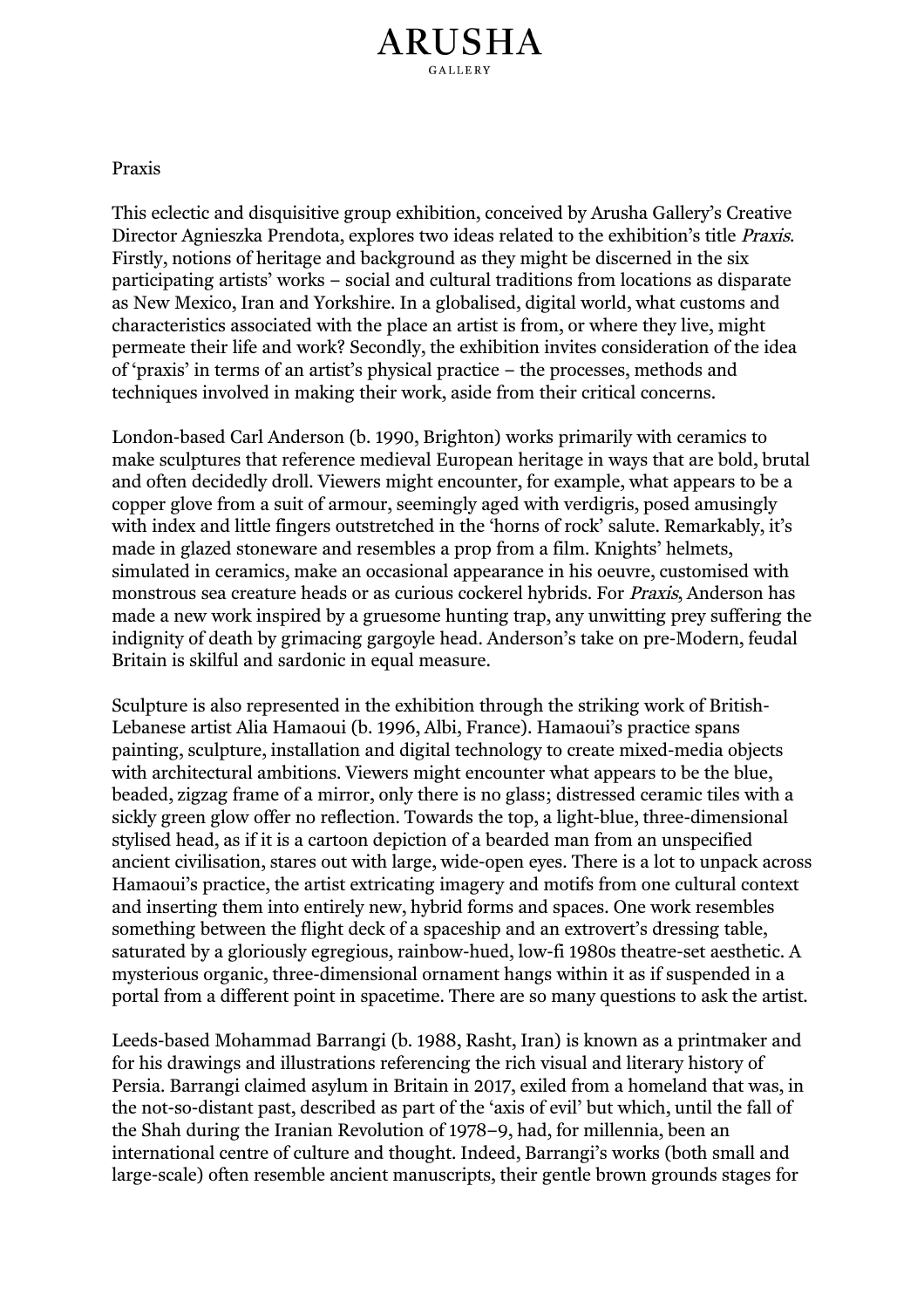# ARUSHA
GALLERY

## Praxis

This eclectic and disquisitive group exhibition, conceived by Arusha Gallery's Creative Director Agnieszka Prendota, explores two ideas related to the exhibition's title *Praxis*. Firstly, notions of heritage and background as they might be discerned in the six participating artists' works – social and cultural traditions from locations as disparate as New Mexico, Iran and Yorkshire. In a globalised, digital world, what customs and characteristics associated with the place an artist is from, or where they live, might permeate their life and work? Secondly, the exhibition invites consideration of the idea of 'praxis' in terms of an artist's physical practice – the processes, methods and techniques involved in making their work, aside from their critical concerns.

London-based Carl Anderson (b. 1990, Brighton) works primarily with ceramics to make sculptures that reference medieval European heritage in ways that are bold, brutal and often decidedly droll. Viewers might encounter, for example, what appears to be a copper glove from a suit of armour, seemingly aged with verdigris, posed amusingly with index and little fingers outstretched in the 'horns of rock' salute. Remarkably, it's made in glazed stoneware and resembles a prop from a film. Knights' helmets, simulated in ceramics, make an occasional appearance in his oeuvre, customised with monstrous sea creature heads or as curious cockerel hybrids. For *Praxis*, Anderson has made a new work inspired by a gruesome hunting trap, any unwitting prey suffering the indignity of death by grimacing gargoyle head. Anderson's take on pre-Modern, feudal Britain is skilful and sardonic in equal measure.

Sculpture is also represented in the exhibition through the striking work of British-Lebanese artist Alia Hamaoui (b. 1996, Albi, France). Hamaoui's practice spans painting, sculpture, installation and digital technology to create mixed-media objects with architectural ambitions. Viewers might encounter what appears to be the blue, beaded, zigzag frame of a mirror, only there is no glass; distressed ceramic tiles with a sickly green glow offer no reflection. Towards the top, a light-blue, three-dimensional stylised head, as if it is a cartoon depiction of a bearded man from an unspecified ancient civilisation, stares out with large, wide-open eyes. There is a lot to unpack across Hamaoui's practice, the artist extricating imagery and motifs from one cultural context and inserting them into entirely new, hybrid forms and spaces. One work resembles something between the flight deck of a spaceship and an extrovert's dressing table, saturated by a gloriously egregious, rainbow-hued, low-fi 1980s theatre-set aesthetic. A mysterious organic, three-dimensional ornament hangs within it as if suspended in a portal from a different point in spacetime. There are so many questions to ask the artist.

Leeds-based Mohammad Barrangi (b. 1988, Rasht, Iran) is known as a printmaker and for his drawings and illustrations referencing the rich visual and literary history of Persia. Barrangi claimed asylum in Britain in 2017, exiled from a homeland that was, in the not-so-distant past, described as part of the 'axis of evil' but which, until the fall of the Shah during the Iranian Revolution of 1978–9, had, for millennia, been an international centre of culture and thought. Indeed, Barrangi's works (both small and large-scale) often resemble ancient manuscripts, their gentle brown grounds stages for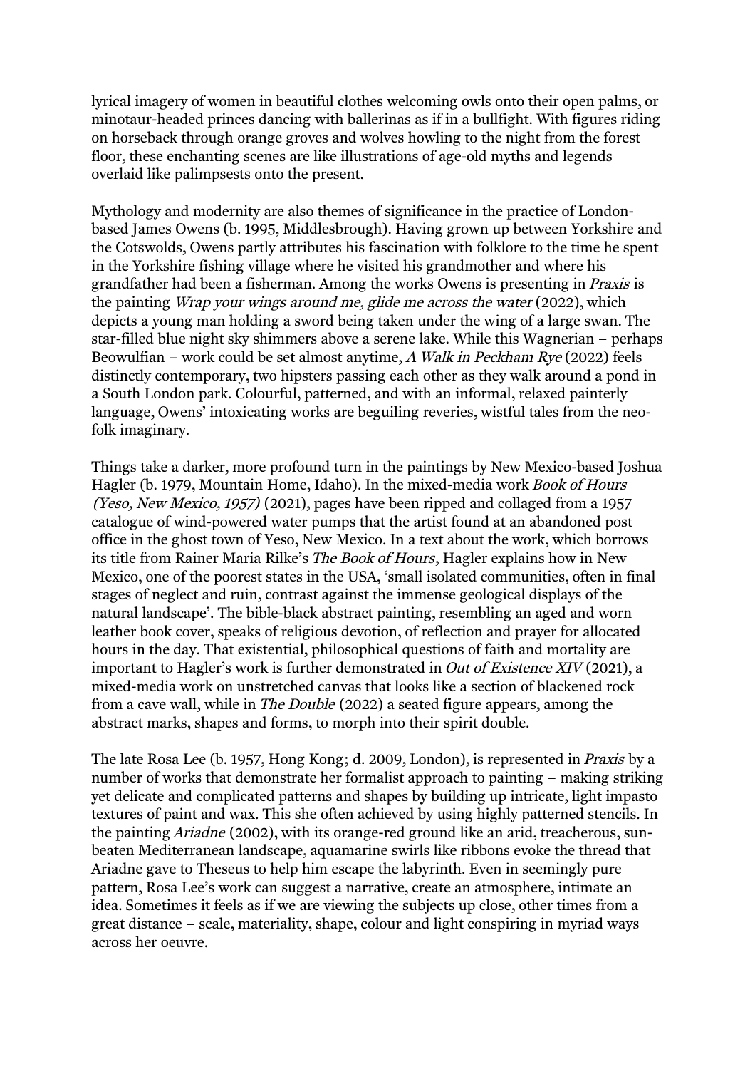lyrical imagery of women in beautiful clothes welcoming owls onto their open palms, or minotaur-headed princes dancing with ballerinas as if in a bullfight. With figures riding on horseback through orange groves and wolves howling to the night from the forest floor, these enchanting scenes are like illustrations of age-old myths and legends overlaid like palimpsests onto the present.

Mythology and modernity are also themes of significance in the practice of London-based James Owens (b. 1995, Middlesbrough). Having grown up between Yorkshire and the Cotswolds, Owens partly attributes his fascination with folklore to the time he spent in the Yorkshire fishing village where he visited his grandmother and where his grandfather had been a fisherman. Among the works Owens is presenting in *Praxis* is the painting *Wrap your wings around me, glide me across the water* (2022), which depicts a young man holding a sword being taken under the wing of a large swan. The star-filled blue night sky shimmers above a serene lake. While this Wagnerian – perhaps Beowulfian – work could be set almost anytime, *A Walk in Peckham Rye* (2022) feels distinctly contemporary, two hipsters passing each other as they walk around a pond in a South London park. Colourful, patterned, and with an informal, relaxed painterly language, Owens' intoxicating works are beguiling reveries, wistful tales from the neo-folk imaginary.

Things take a darker, more profound turn in the paintings by New Mexico-based Joshua Hagler (b. 1979, Mountain Home, Idaho). In the mixed-media work *Book of Hours (Yeso, New Mexico, 1957)* (2021), pages have been ripped and collaged from a 1957 catalogue of wind-powered water pumps that the artist found at an abandoned post office in the ghost town of Yeso, New Mexico. In a text about the work, which borrows its title from Rainer Maria Rilke's *The Book of Hours*, Hagler explains how in New Mexico, one of the poorest states in the USA, 'small isolated communities, often in final stages of neglect and ruin, contrast against the immense geological displays of the natural landscape'. The bible-black abstract painting, resembling an aged and worn leather book cover, speaks of religious devotion, of reflection and prayer for allocated hours in the day. That existential, philosophical questions of faith and mortality are important to Hagler's work is further demonstrated in *Out of Existence XIV* (2021), a mixed-media work on unstretched canvas that looks like a section of blackened rock from a cave wall, while in *The Double* (2022) a seated figure appears, among the abstract marks, shapes and forms, to morph into their spirit double.

The late Rosa Lee (b. 1957, Hong Kong; d. 2009, London), is represented in *Praxis* by a number of works that demonstrate her formalist approach to painting – making striking yet delicate and complicated patterns and shapes by building up intricate, light impasto textures of paint and wax. This she often achieved by using highly patterned stencils. In the painting *Ariadne* (2002), with its orange-red ground like an arid, treacherous, sun-beaten Mediterranean landscape, aquamarine swirls like ribbons evoke the thread that Ariadne gave to Theseus to help him escape the labyrinth. Even in seemingly pure pattern, Rosa Lee's work can suggest a narrative, create an atmosphere, intimate an idea. Sometimes it feels as if we are viewing the subjects up close, other times from a great distance – scale, materiality, shape, colour and light conspiring in myriad ways across her oeuvre.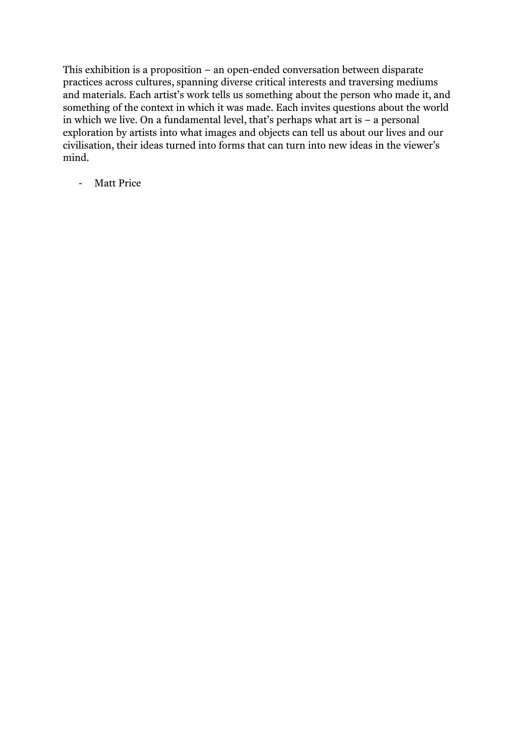This exhibition is a proposition – an open-ended conversation between disparate practices across cultures, spanning diverse critical interests and traversing mediums and materials. Each artist's work tells us something about the person who made it, and something of the context in which it was made. Each invites questions about the world in which we live. On a fundamental level, that's perhaps what art is – a personal exploration by artists into what images and objects can tell us about our lives and our civilisation, their ideas turned into forms that can turn into new ideas in the viewer's mind.

- Matt Price